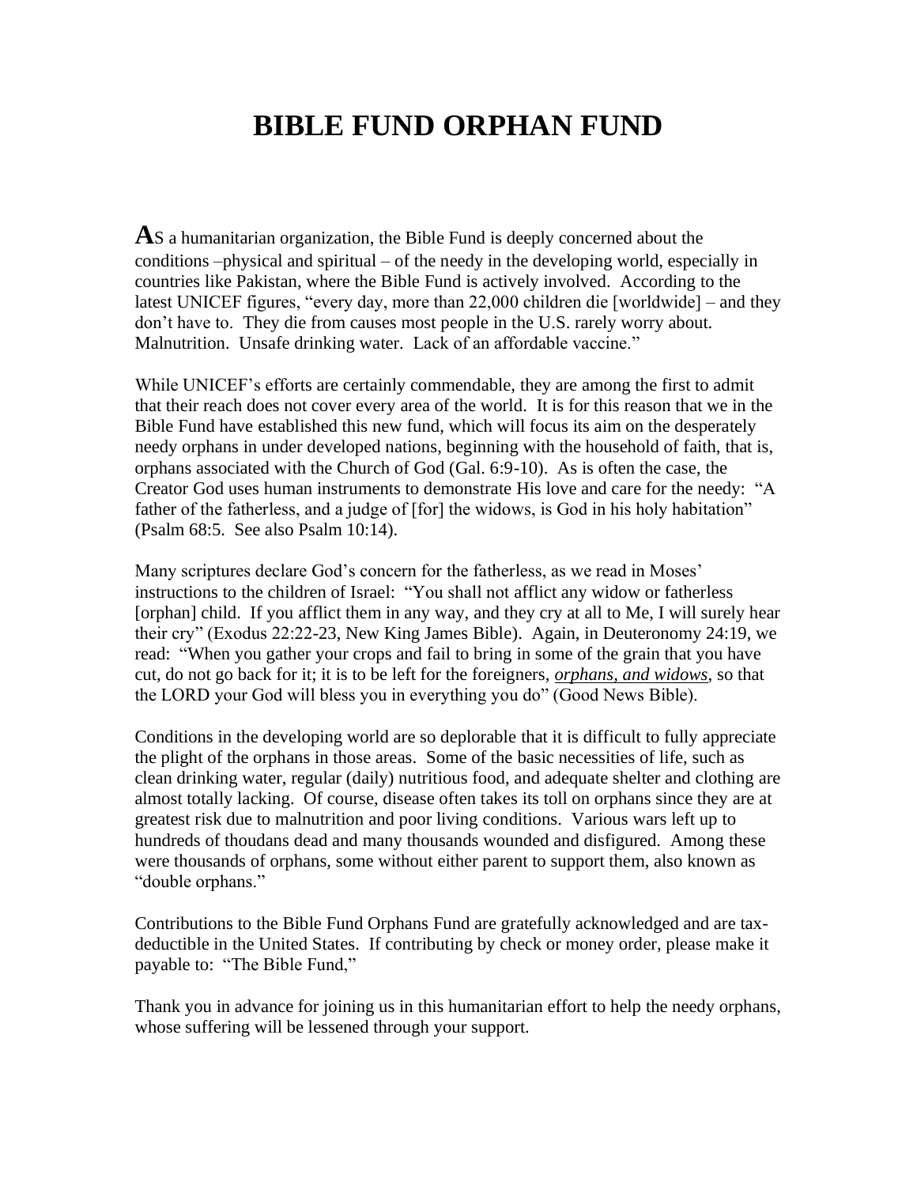# BIBLE FUND ORPHAN FUND

**A**S a humanitarian organization, the Bible Fund is deeply concerned about the conditions –physical and spiritual – of the needy in the developing world, especially in countries like Pakistan, where the Bible Fund is actively involved. According to the latest UNICEF figures, "every day, more than 22,000 children die [worldwide] – and they don't have to. They die from causes most people in the U.S. rarely worry about. Malnutrition. Unsafe drinking water. Lack of an affordable vaccine."

While UNICEF's efforts are certainly commendable, they are among the first to admit that their reach does not cover every area of the world. It is for this reason that we in the Bible Fund have established this new fund, which will focus its aim on the desperately needy orphans in under developed nations, beginning with the household of faith, that is, orphans associated with the Church of God (Gal. 6:9-10). As is often the case, the Creator God uses human instruments to demonstrate His love and care for the needy: "A father of the fatherless, and a judge of [for] the widows, is God in his holy habitation" (Psalm 68:5. See also Psalm 10:14).

Many scriptures declare God's concern for the fatherless, as we read in Moses' instructions to the children of Israel: "You shall not afflict any widow or fatherless [orphan] child. If you afflict them in any way, and they cry at all to Me, I will surely hear their cry" (Exodus 22:22-23, New King James Bible). Again, in Deuteronomy 24:19, we read: "When you gather your crops and fail to bring in some of the grain that you have cut, do not go back for it; it is to be left for the foreigners, ***orphans, and widows***, so that the LORD your God will bless you in everything you do" (Good News Bible).

Conditions in the developing world are so deplorable that it is difficult to fully appreciate the plight of the orphans in those areas. Some of the basic necessities of life, such as clean drinking water, regular (daily) nutritious food, and adequate shelter and clothing are almost totally lacking. Of course, disease often takes its toll on orphans since they are at greatest risk due to malnutrition and poor living conditions. Various wars left up to hundreds of thoudans dead and many thousands wounded and disfigured. Among these were thousands of orphans, some without either parent to support them, also known as "double orphans."

Contributions to the Bible Fund Orphans Fund are gratefully acknowledged and are tax-deductible in the United States. If contributing by check or money order, please make it payable to: "The Bible Fund,"

Thank you in advance for joining us in this humanitarian effort to help the needy orphans, whose suffering will be lessened through your support.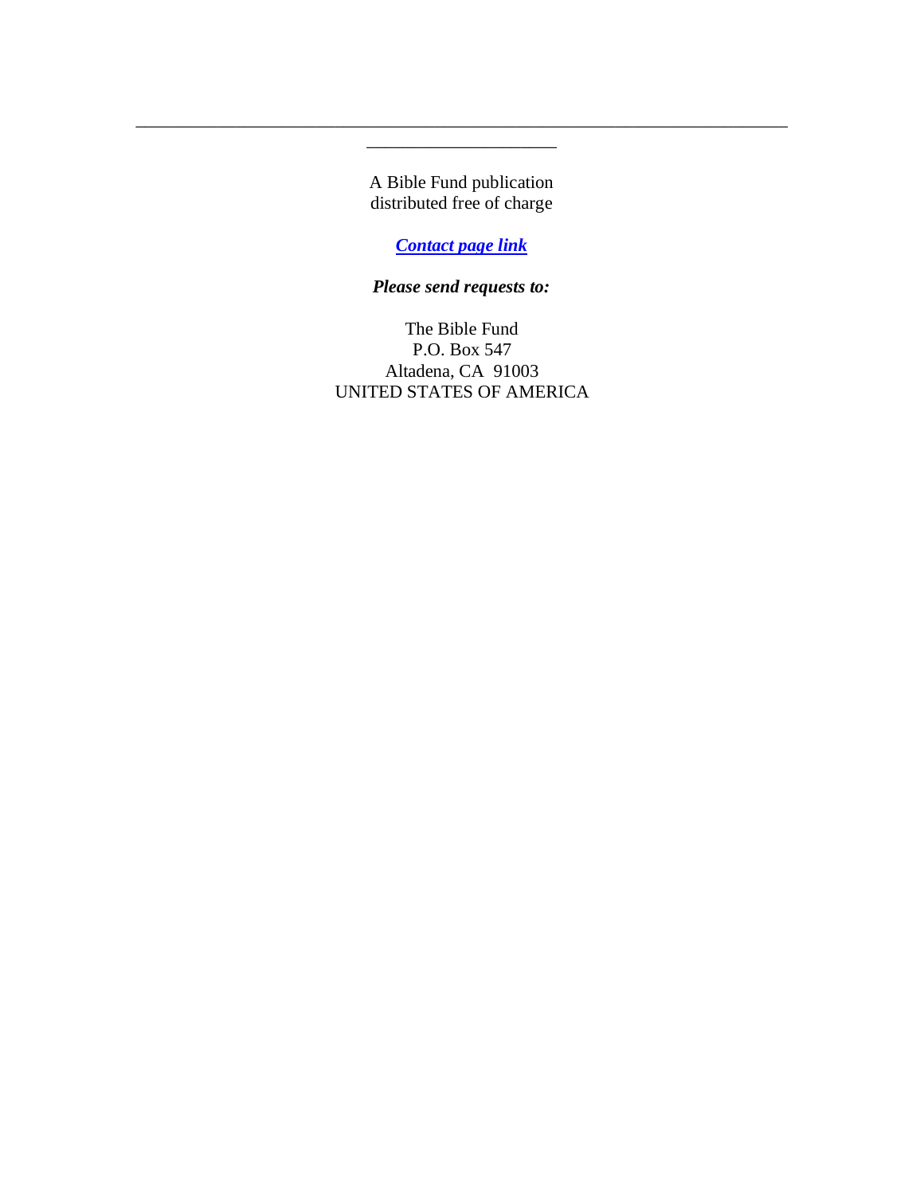---

A Bible Fund publication
distributed free of charge

***Contact page link***

***Please send requests to:***

The Bible Fund
P.O. Box 547
Altadena, CA 91003
UNITED STATES OF AMERICA